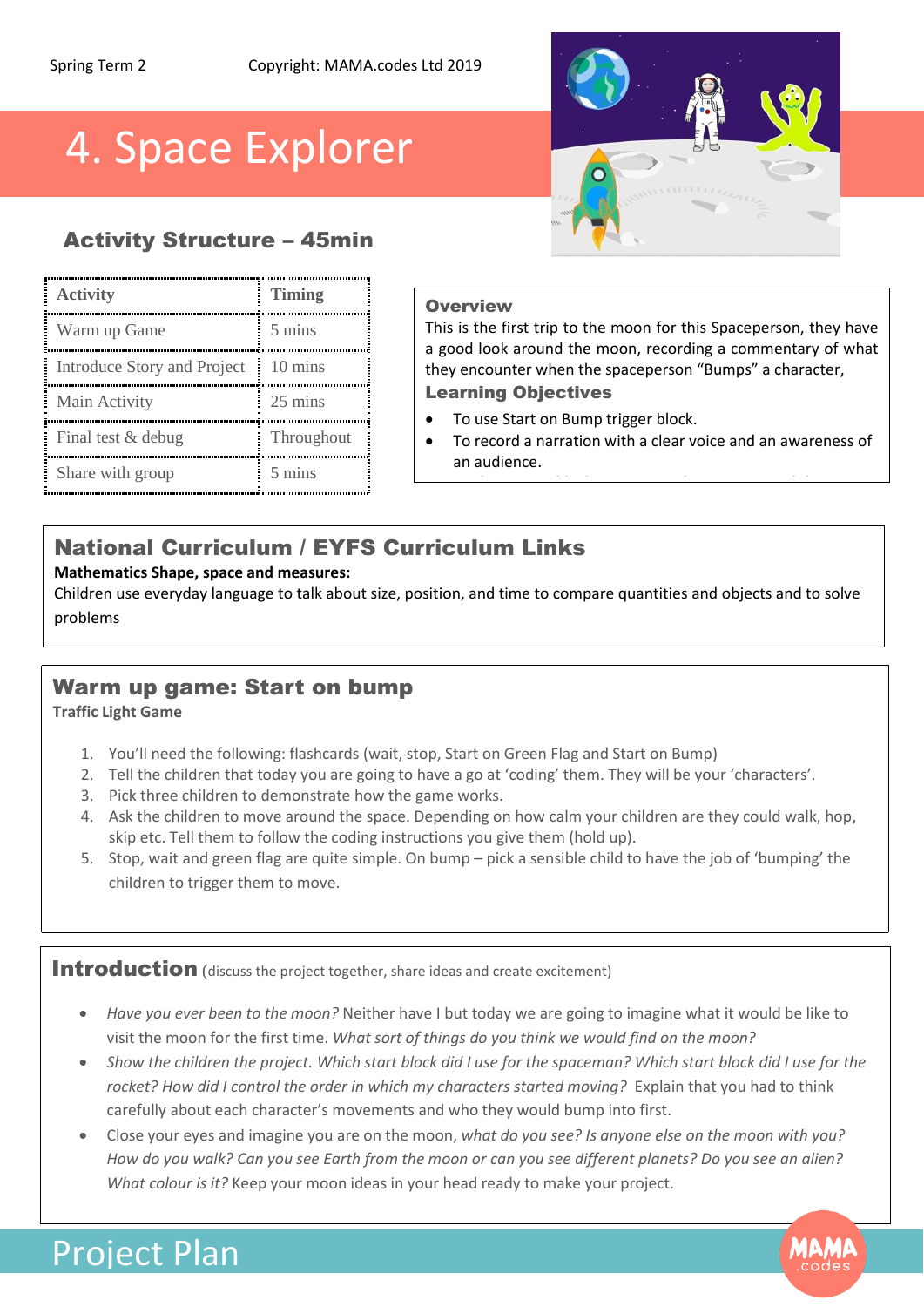Spring Term 2 Copyright: MAMA.codes Ltd 2019

# 4. Space Explorer

## Activity Structure – 45min

| Activity | Timing |
|---|---|
| Warm up Game | 5 mins |
| Introduce Story and Project | 10 mins |
| Main Activity | 25 mins |
| Final test & debug | Throughout |
| Share with group | 5 mins |

### Overview

This is the first trip to the moon for this Spaceperson, they have a good look around the moon, recording a commentary of what they encounter when the spaceperson "Bumps" a character,

### Learning Objectives

- To use Start on Bump trigger block.
- To record a narration with a clear voice and an awareness of an audience.

## National Curriculum / EYFS Curriculum Links

**Mathematics Shape, space and measures:**

Children use everyday language to talk about size, position, and time to compare quantities and objects and to solve problems

## Warm up game: Start on bump

**Traffic Light Game**

1. You'll need the following: flashcards (wait, stop, Start on Green Flag and Start on Bump)
2. Tell the children that today you are going to have a go at 'coding' them. They will be your 'characters'.
3. Pick three children to demonstrate how the game works.
4. Ask the children to move around the space. Depending on how calm your children are they could walk, hop, skip etc. Tell them to follow the coding instructions you give them (hold up).
5. Stop, wait and green flag are quite simple. On bump – pick a sensible child to have the job of 'bumping' the children to trigger them to move.

## Introduction (discuss the project together, share ideas and create excitement)

- *Have you ever been to the moon?* Neither have I but today we are going to imagine what it would be like to visit the moon for the first time. *What sort of things do you think we would find on the moon?*
- *Show the children the project. Which start block did I use for the spaceman? Which start block did I use for the rocket? How did I control the order in which my characters started moving?* Explain that you had to think carefully about each character's movements and who they would bump into first.
- Close your eyes and imagine you are on the moon, *what do you see? Is anyone else on the moon with you? How do you walk? Can you see Earth from the moon or can you see different planets? Do you see an alien? What colour is it?* Keep your moon ideas in your head ready to make your project.

# Project Plan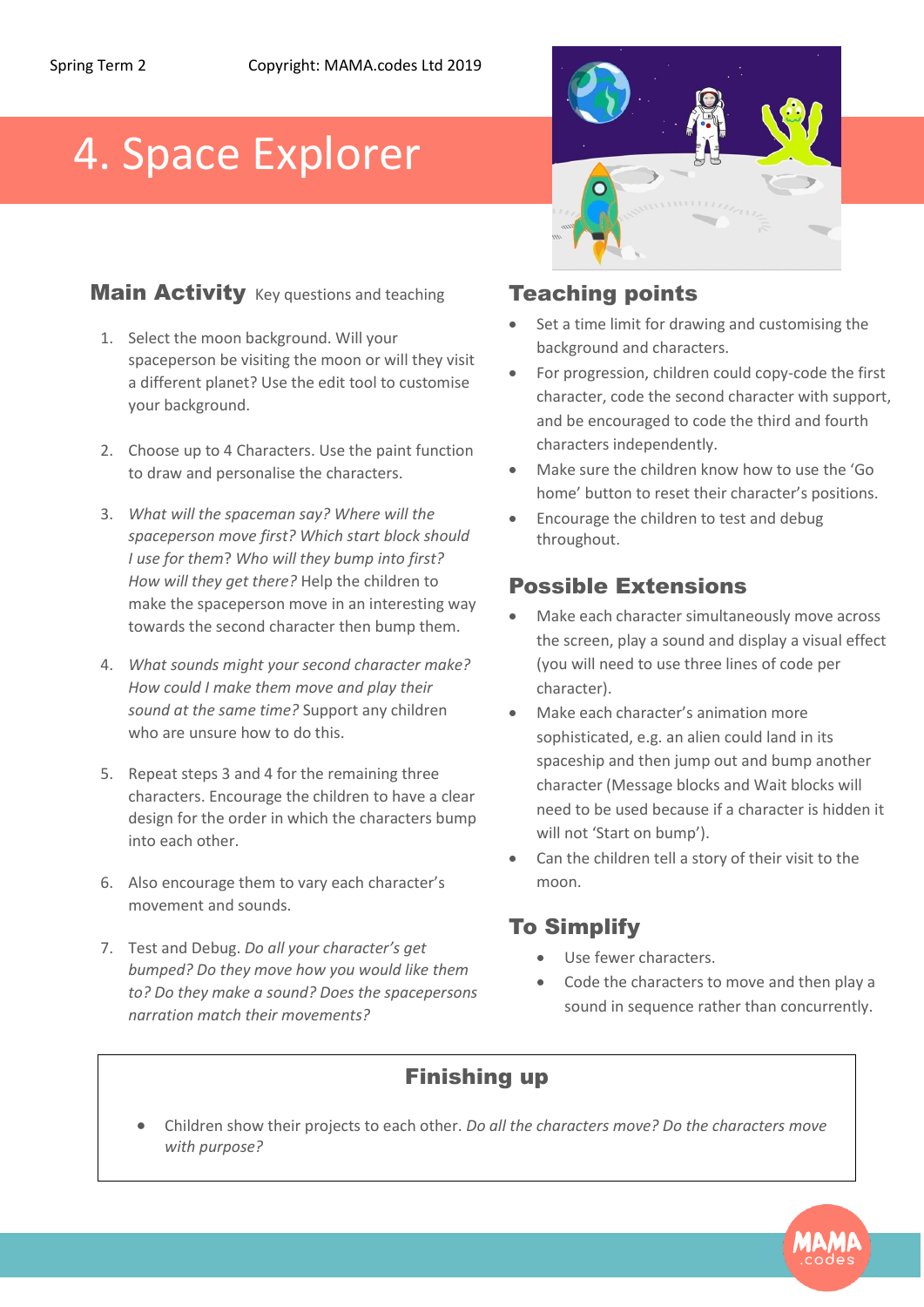Spring Term 2 Copyright: MAMA.codes Ltd 2019

# 4. Space Explorer

## Main Activity Key questions and teaching

1. Select the moon background. Will your spaceperson be visiting the moon or will they visit a different planet? Use the edit tool to customise your background.

2. Choose up to 4 Characters. Use the paint function to draw and personalise the characters.

3. *What will the spaceman say? Where will the spaceperson move first? Which start block should I use for them*? *Who will they bump into first? How will they get there?* Help the children to make the spaceperson move in an interesting way towards the second character then bump them.

4. *What sounds might your second character make? How could I make them move and play their sound at the same time?* Support any children who are unsure how to do this.

5. Repeat steps 3 and 4 for the remaining three characters. Encourage the children to have a clear design for the order in which the characters bump into each other.

6. Also encourage them to vary each character's movement and sounds.

7. Test and Debug. *Do all your character's get bumped? Do they move how you would like them to? Do they make a sound? Does the spacepersons narration match their movements?*

## Teaching points

- Set a time limit for drawing and customising the background and characters.
- For progression, children could copy-code the first character, code the second character with support, and be encouraged to code the third and fourth characters independently.
- Make sure the children know how to use the 'Go home' button to reset their character's positions.
- Encourage the children to test and debug throughout.

## Possible Extensions

- Make each character simultaneously move across the screen, play a sound and display a visual effect (you will need to use three lines of code per character).
- Make each character's animation more sophisticated, e.g. an alien could land in its spaceship and then jump out and bump another character (Message blocks and Wait blocks will need to be used because if a character is hidden it will not 'Start on bump').
- Can the children tell a story of their visit to the moon.

## To Simplify

- Use fewer characters.
- Code the characters to move and then play a sound in sequence rather than concurrently.

## Finishing up

- Children show their projects to each other. *Do all the characters move? Do the characters move with purpose?*